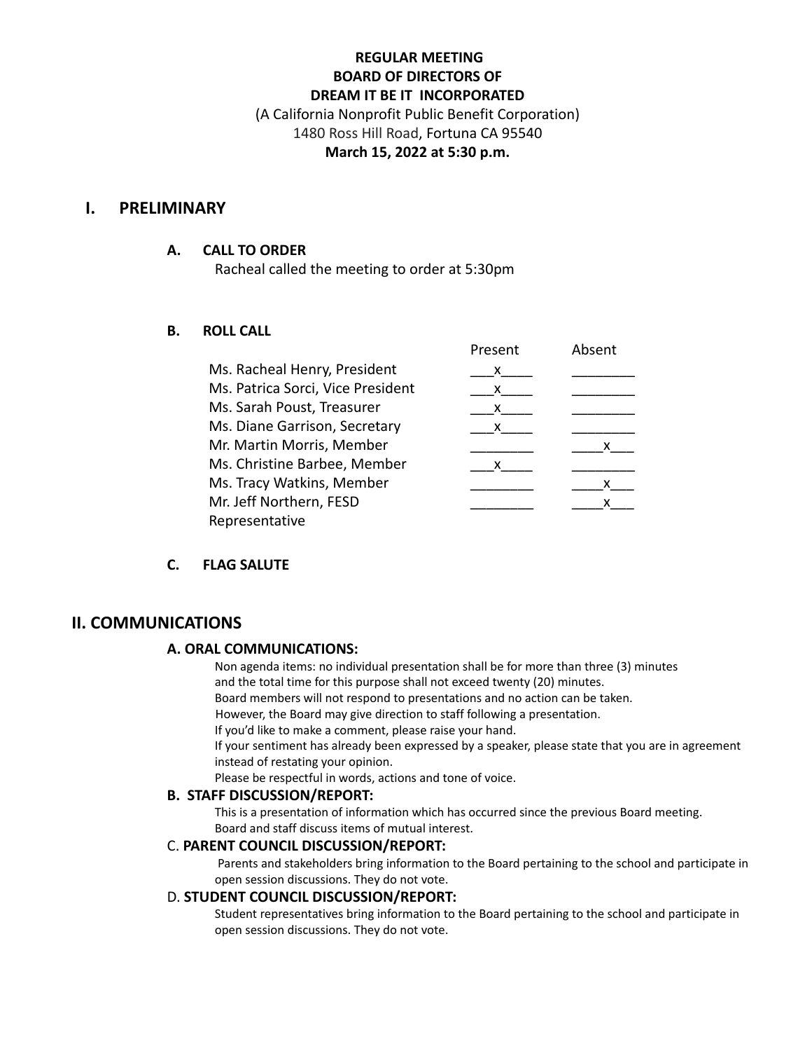**REGULAR MEETING**
**BOARD OF DIRECTORS OF**
**DREAM IT BE IT INCORPORATED**
(A California Nonprofit Public Benefit Corporation)
1480 Ross Hill Road, Fortuna CA 95540
**March 15, 2022 at 5:30 p.m.**

# I. PRELIMINARY

## A. CALL TO ORDER

Racheal called the meeting to order at 5:30pm

## B. ROLL CALL

| | Present | Absent |
|---|---|---|
| Ms. Racheal Henry, President | x | |
| Ms. Patrica Sorci, Vice President | x | |
| Ms. Sarah Poust, Treasurer | x | |
| Ms. Diane Garrison, Secretary | x | |
| Mr. Martin Morris, Member | | x |
| Ms. Christine Barbee, Member | x | |
| Ms. Tracy Watkins, Member | | x |
| Mr. Jeff Northern, FESD Representative | | x |

## C. FLAG SALUTE

# II. COMMUNICATIONS

## A. ORAL COMMUNICATIONS:

Non agenda items: no individual presentation shall be for more than three (3) minutes and the total time for this purpose shall not exceed twenty (20) minutes.
Board members will not respond to presentations and no action can be taken.
However, the Board may give direction to staff following a presentation.
If you'd like to make a comment, please raise your hand.
If your sentiment has already been expressed by a speaker, please state that you are in agreement instead of restating your opinion.
Please be respectful in words, actions and tone of voice.

## B. STAFF DISCUSSION/REPORT:

This is a presentation of information which has occurred since the previous Board meeting.
Board and staff discuss items of mutual interest.

## C. PARENT COUNCIL DISCUSSION/REPORT:

Parents and stakeholders bring information to the Board pertaining to the school and participate in open session discussions. They do not vote.

## D. STUDENT COUNCIL DISCUSSION/REPORT:

Student representatives bring information to the Board pertaining to the school and participate in open session discussions. They do not vote.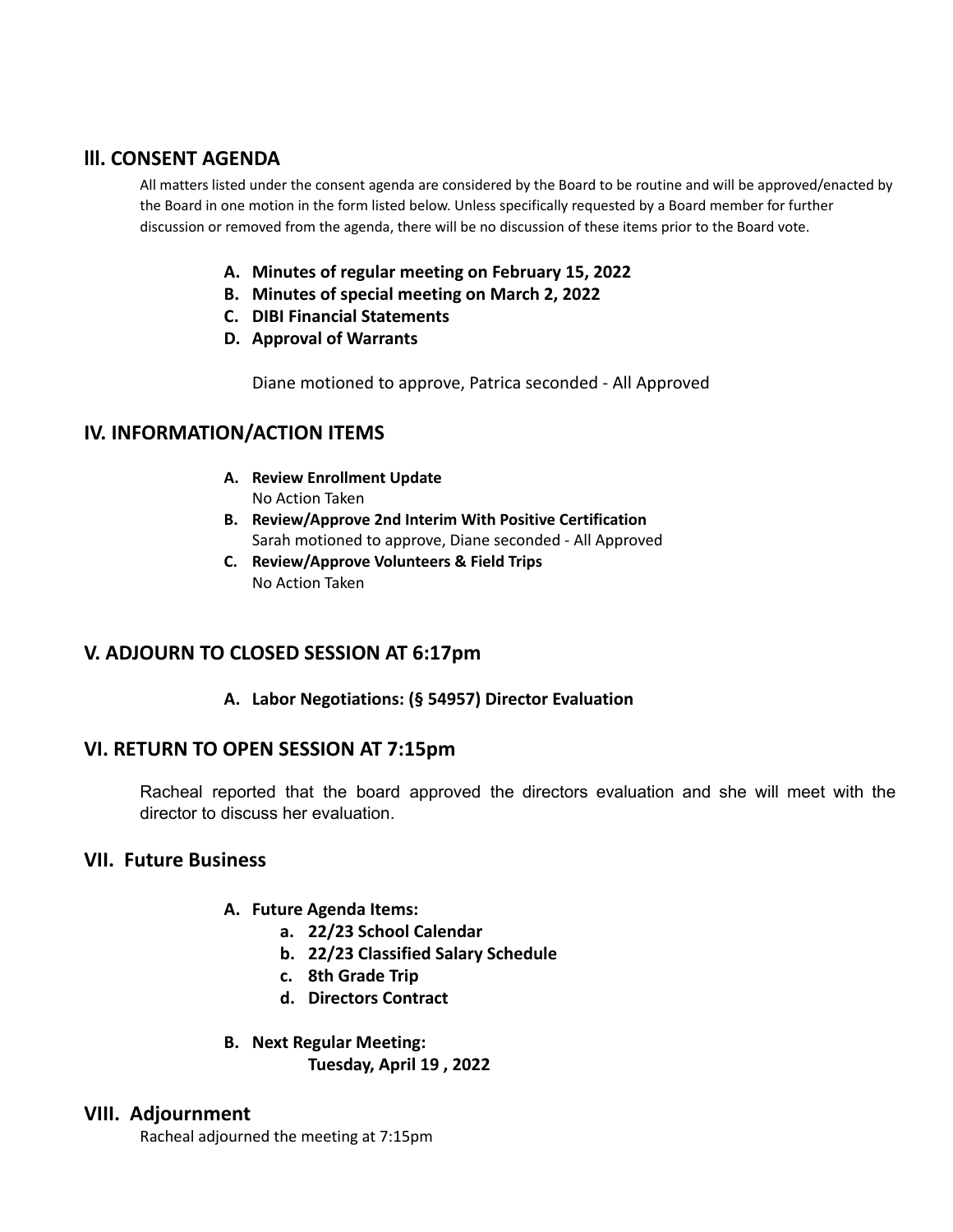## lll. CONSENT AGENDA

All matters listed under the consent agenda are considered by the Board to be routine and will be approved/enacted by the Board in one motion in the form listed below. Unless specifically requested by a Board member for further discussion or removed from the agenda, there will be no discussion of these items prior to the Board vote.

- **A. Minutes of regular meeting on February 15, 2022**
- **B. Minutes of special meeting on March 2, 2022**
- **C. DIBI Financial Statements**
- **D. Approval of Warrants**

Diane motioned to approve, Patrica seconded - All Approved

## IV. INFORMATION/ACTION ITEMS

- **A. Review Enrollment Update**
  No Action Taken
- **B. Review/Approve 2nd Interim With Positive Certification**
  Sarah motioned to approve, Diane seconded - All Approved
- **C. Review/Approve Volunteers & Field Trips**
  No Action Taken

## V. ADJOURN TO CLOSED SESSION AT 6:17pm

- **A. Labor Negotiations: (§ 54957) Director Evaluation**

## VI. RETURN TO OPEN SESSION AT 7:15pm

Racheal reported that the board approved the directors evaluation and she will meet with the director to discuss her evaluation.

## VII. Future Business

- **A. Future Agenda Items:**
  - **a. 22/23 School Calendar**
  - **b. 22/23 Classified Salary Schedule**
  - **c. 8th Grade Trip**
  - **d. Directors Contract**
- **B. Next Regular Meeting:**
  **Tuesday, April 19 , 2022**

## VIII. Adjournment

Racheal adjourned the meeting at 7:15pm